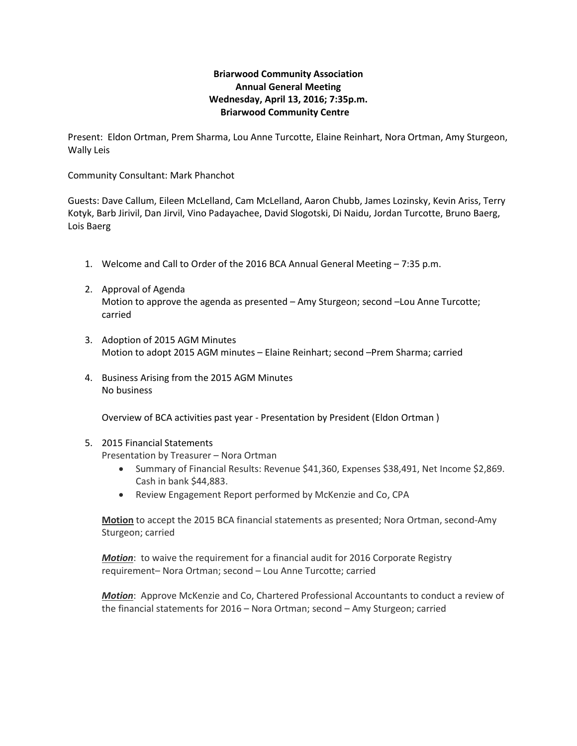**Briarwood Community Association**
**Annual General Meeting**
**Wednesday, April 13, 2016; 7:35p.m.**
**Briarwood Community Centre**

Present: Eldon Ortman, Prem Sharma, Lou Anne Turcotte, Elaine Reinhart, Nora Ortman, Amy Sturgeon, Wally Leis

Community Consultant: Mark Phanchot

Guests: Dave Callum, Eileen McLelland, Cam McLelland, Aaron Chubb, James Lozinsky, Kevin Ariss, Terry Kotyk, Barb Jirivil, Dan Jirvil, Vino Padayachee, David Slogotski, Di Naidu, Jordan Turcotte, Bruno Baerg, Lois Baerg

1. Welcome and Call to Order of the 2016 BCA Annual General Meeting – 7:35 p.m.

2. Approval of Agenda
   Motion to approve the agenda as presented – Amy Sturgeon; second –Lou Anne Turcotte; carried

3. Adoption of 2015 AGM Minutes
   Motion to adopt 2015 AGM minutes – Elaine Reinhart; second –Prem Sharma; carried

4. Business Arising from the 2015 AGM Minutes
   No business

   Overview of BCA activities past year - Presentation by President (Eldon Ortman )

5. 2015 Financial Statements
   Presentation by Treasurer – Nora Ortman
   - Summary of Financial Results: Revenue $41,360, Expenses $38,491, Net Income $2,869. Cash in bank $44,883.
   - Review Engagement Report performed by McKenzie and Co, CPA

   **Motion** to accept the 2015 BCA financial statements as presented; Nora Ortman, second-Amy Sturgeon; carried

   ***Motion***: to waive the requirement for a financial audit for 2016 Corporate Registry requirement– Nora Ortman; second – Lou Anne Turcotte; carried

   ***Motion***: Approve McKenzie and Co, Chartered Professional Accountants to conduct a review of the financial statements for 2016 – Nora Ortman; second – Amy Sturgeon; carried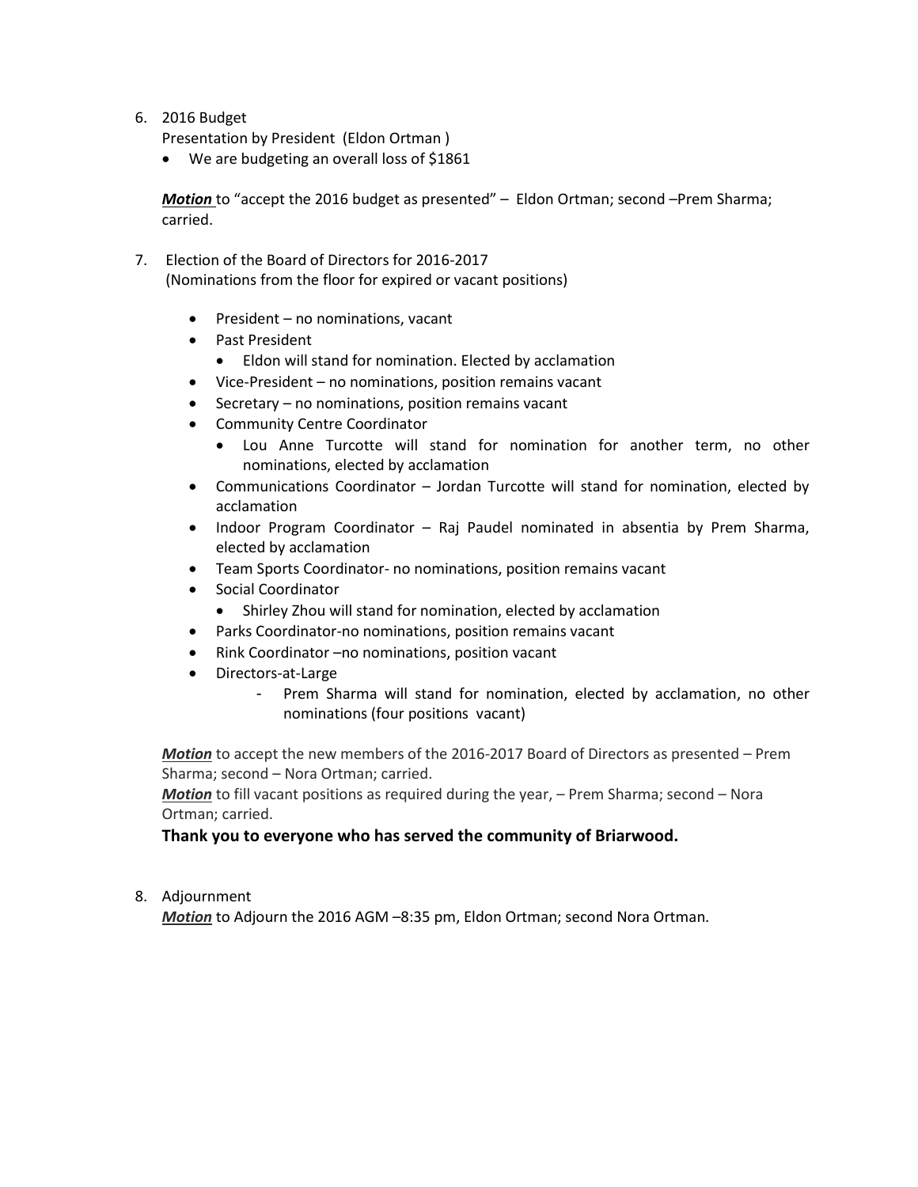6. 2016 Budget

   Presentation by President (Eldon Ortman )

   - We are budgeting an overall loss of $1861

   ***Motion*** to "accept the 2016 budget as presented" – Eldon Ortman; second –Prem Sharma; carried.

7. Election of the Board of Directors for 2016-2017

   (Nominations from the floor for expired or vacant positions)

   - President – no nominations, vacant
   - Past President
     - Eldon will stand for nomination. Elected by acclamation
   - Vice-President – no nominations, position remains vacant
   - Secretary – no nominations, position remains vacant
   - Community Centre Coordinator
     - Lou Anne Turcotte will stand for nomination for another term, no other nominations, elected by acclamation
   - Communications Coordinator – Jordan Turcotte will stand for nomination, elected by acclamation
   - Indoor Program Coordinator – Raj Paudel nominated in absentia by Prem Sharma, elected by acclamation
   - Team Sports Coordinator- no nominations, position remains vacant
   - Social Coordinator
     - Shirley Zhou will stand for nomination, elected by acclamation
   - Parks Coordinator-no nominations, position remains vacant
   - Rink Coordinator –no nominations, position vacant
   - Directors-at-Large
     - Prem Sharma will stand for nomination, elected by acclamation, no other nominations (four positions vacant)

   ***Motion*** to accept the new members of the 2016-2017 Board of Directors as presented – Prem Sharma; second – Nora Ortman; carried.

   ***Motion*** to fill vacant positions as required during the year, – Prem Sharma; second – Nora Ortman; carried.

   **Thank you to everyone who has served the community of Briarwood.**

8. Adjournment

   ***Motion*** to Adjourn the 2016 AGM –8:35 pm, Eldon Ortman; second Nora Ortman.